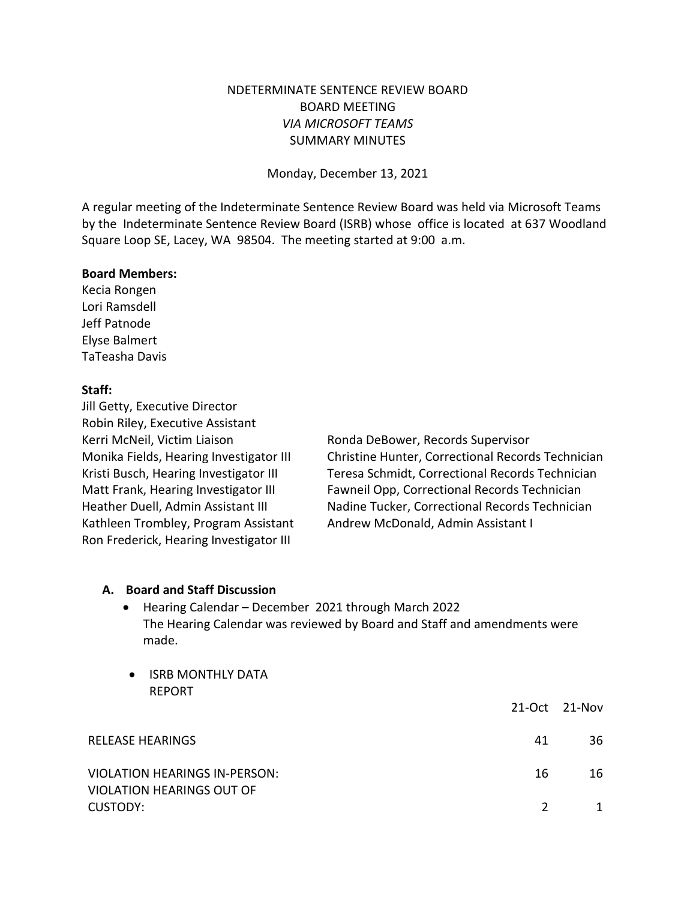NDETERMINATE SENTENCE REVIEW BOARD
BOARD MEETING
*VIA MICROSOFT TEAMS*
SUMMARY MINUTES

Monday, December 13, 2021

A regular meeting of the Indeterminate Sentence Review Board was held via Microsoft Teams by the Indeterminate Sentence Review Board (ISRB) whose office is located at 637 Woodland Square Loop SE, Lacey, WA 98504. The meeting started at 9:00 a.m.

**Board Members:**
Kecia Rongen
Lori Ramsdell
Jeff Patnode
Elyse Balmert
TaTeasha Davis

**Staff:**
Jill Getty, Executive Director
Robin Riley, Executive Assistant
Kerri McNeil, Victim Liaison
Monika Fields, Hearing Investigator III
Kristi Busch, Hearing Investigator III
Matt Frank, Hearing Investigator III
Heather Duell, Admin Assistant III
Kathleen Trombley, Program Assistant
Ron Frederick, Hearing Investigator III
Ronda DeBower, Records Supervisor
Christine Hunter, Correctional Records Technician
Teresa Schmidt, Correctional Records Technician
Fawneil Opp, Correctional Records Technician
Nadine Tucker, Correctional Records Technician
Andrew McDonald, Admin Assistant I

### A. Board and Staff Discussion

- Hearing Calendar – December 2021 through March 2022
  The Hearing Calendar was reviewed by Board and Staff and amendments were made.

- ISRB MONTHLY DATA REPORT

| | 21-Oct | 21-Nov |
|---|---|---|
| RELEASE HEARINGS | 41 | 36 |
| VIOLATION HEARINGS IN-PERSON: | 16 | 16 |
| VIOLATION HEARINGS OUT OF CUSTODY: | 2 | 1 |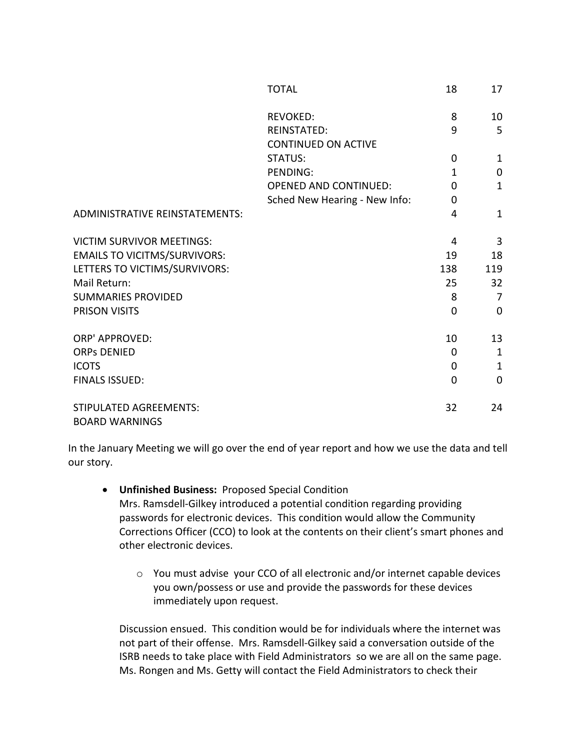| | | | |
|---|---|---|---|
| | TOTAL | 18 | 17 |
| | REVOKED: | 8 | 10 |
| | REINSTATED: | 9 | 5 |
| | CONTINUED ON ACTIVE STATUS: | 0 | 1 |
| | PENDING: | 1 | 0 |
| | OPENED AND CONTINUED: | 0 | 1 |
| | Sched New Hearing - New Info: | 0 | |
| ADMINISTRATIVE REINSTATEMENTS: | | 4 | 1 |
| VICTIM SURVIVOR MEETINGS: | | 4 | 3 |
| EMAILS TO VICITMS/SURVIVORS: | | 19 | 18 |
| LETTERS TO VICTIMS/SURVIVORS: | | 138 | 119 |
| Mail Return: | | 25 | 32 |
| SUMMARIES PROVIDED | | 8 | 7 |
| PRISON VISITS | | 0 | 0 |
| ORP' APPROVED: | | 10 | 13 |
| ORPs DENIED | | 0 | 1 |
| ICOTS | | 0 | 1 |
| FINALS ISSUED: | | 0 | 0 |
| STIPULATED AGREEMENTS: | | 32 | 24 |
| BOARD WARNINGS | | | |

In the January Meeting we will go over the end of year report and how we use the data and tell our story.

- **Unfinished Business:** Proposed Special Condition
  Mrs. Ramsdell-Gilkey introduced a potential condition regarding providing passwords for electronic devices. This condition would allow the Community Corrections Officer (CCO) to look at the contents on their client's smart phones and other electronic devices.

  - You must advise your CCO of all electronic and/or internet capable devices you own/possess or use and provide the passwords for these devices immediately upon request.

  Discussion ensued. This condition would be for individuals where the internet was not part of their offense. Mrs. Ramsdell-Gilkey said a conversation outside of the ISRB needs to take place with Field Administrators so we are all on the same page. Ms. Rongen and Ms. Getty will contact the Field Administrators to check their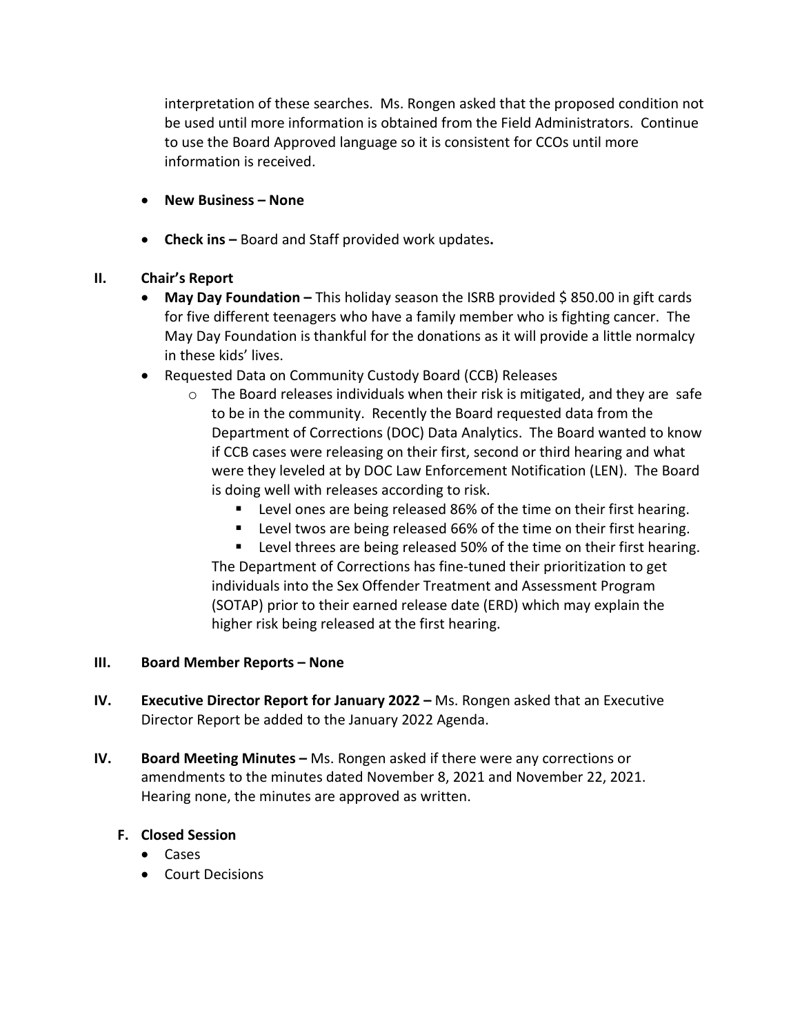interpretation of these searches. Ms. Rongen asked that the proposed condition not be used until more information is obtained from the Field Administrators. Continue to use the Board Approved language so it is consistent for CCOs until more information is received.

- **New Business – None**
- **Check ins –** Board and Staff provided work updates**.**

## II. Chair's Report

- **May Day Foundation –** This holiday season the ISRB provided $ 850.00 in gift cards for five different teenagers who have a family member who is fighting cancer. The May Day Foundation is thankful for the donations as it will provide a little normalcy in these kids' lives.
- Requested Data on Community Custody Board (CCB) Releases
  - The Board releases individuals when their risk is mitigated, and they are safe to be in the community. Recently the Board requested data from the Department of Corrections (DOC) Data Analytics. The Board wanted to know if CCB cases were releasing on their first, second or third hearing and what were they leveled at by DOC Law Enforcement Notification (LEN). The Board is doing well with releases according to risk.
    - Level ones are being released 86% of the time on their first hearing.
    - Level twos are being released 66% of the time on their first hearing.
    - Level threes are being released 50% of the time on their first hearing.

    The Department of Corrections has fine-tuned their prioritization to get individuals into the Sex Offender Treatment and Assessment Program (SOTAP) prior to their earned release date (ERD) which may explain the higher risk being released at the first hearing.

## III. Board Member Reports – None

## IV. Executive Director Report for January 2022 – Ms. Rongen asked that an Executive Director Report be added to the January 2022 Agenda.

## IV. Board Meeting Minutes – Ms. Rongen asked if there were any corrections or amendments to the minutes dated November 8, 2021 and November 22, 2021. Hearing none, the minutes are approved as written.

### F. Closed Session

- Cases
- Court Decisions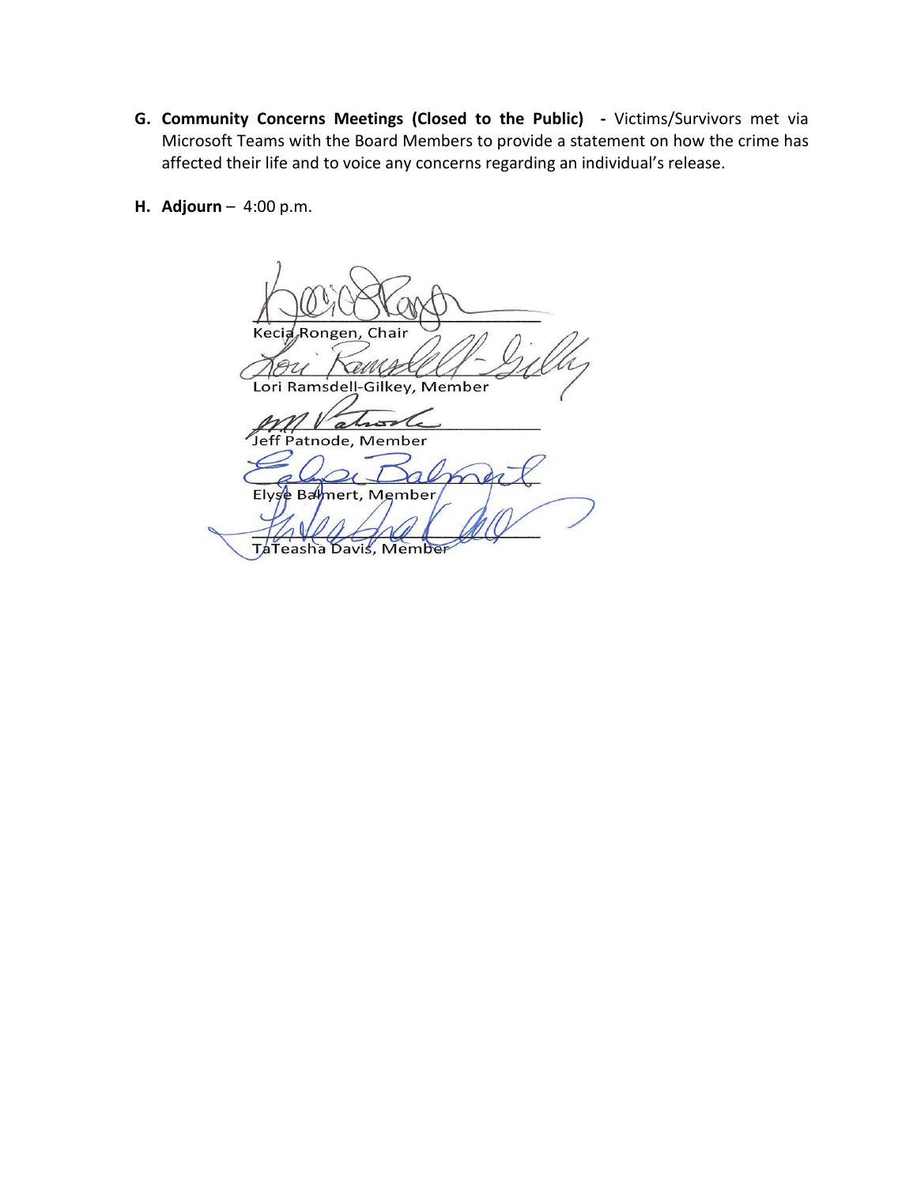**G. Community Concerns Meetings (Closed to the Public)** **-** Victims/Survivors met via Microsoft Teams with the Board Members to provide a statement on how the crime has affected their life and to voice any concerns regarding an individual's release.

**H. Adjourn** – 4:00 p.m.

Kecia Rongen, Chair

Lori Ramsdell-Gilkey, Member

Jeff Patnode, Member

Elyse Balmert, Member

TaTeasha Davis, Member